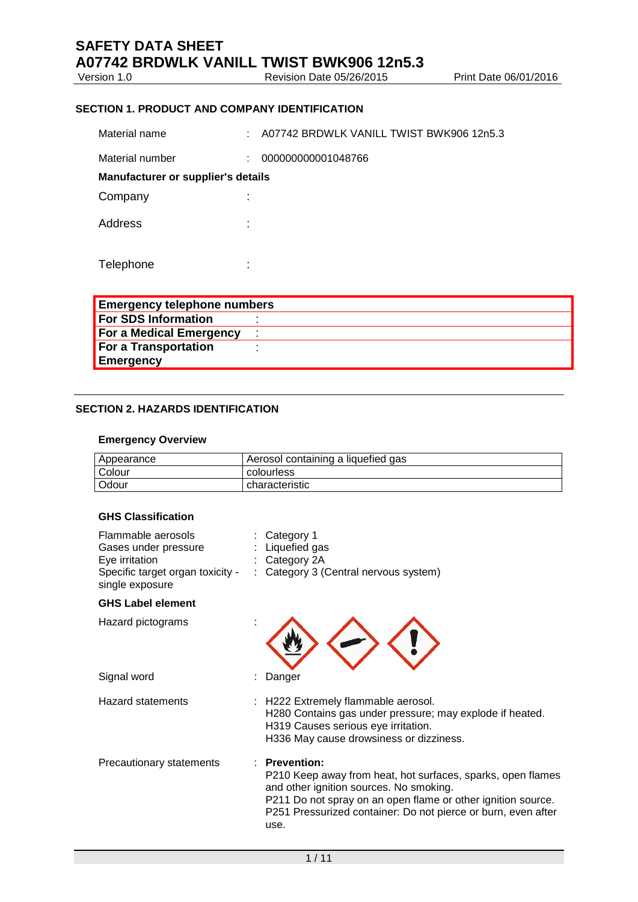# SAFETY DATA SHEET

# A07742 BRDWLK VANILL TWIST BWK906 12n5.3

Version 1.0 | Revision Date 05/26/2015 | Print Date 06/01/2016

## SECTION 1. PRODUCT AND COMPANY IDENTIFICATION

Material name : A07742 BRDWLK VANILL TWIST BWK906 12n5.3

Material number : 000000000001048766

**Manufacturer or supplier's details**

Company :

Address :

Telephone :

| **Emergency telephone numbers** | |
|---|---|
| **For SDS Information** | : |
| **For a Medical Emergency** | : |
| **For a Transportation Emergency** | : |

## SECTION 2. HAZARDS IDENTIFICATION

### Emergency Overview

| Appearance | Aerosol containing a liquefied gas |
|---|---|
| Colour | colourless |
| Odour | characteristic |

### GHS Classification

Flammable aerosols : Category 1
Gases under pressure : Liquefied gas
Eye irritation : Category 2A
Specific target organ toxicity - single exposure : Category 3 (Central nervous system)

### GHS Label element

Hazard pictograms :

Signal word : Danger

Hazard statements : H222 Extremely flammable aerosol.
H280 Contains gas under pressure; may explode if heated.
H319 Causes serious eye irritation.
H336 May cause drowsiness or dizziness.

Precautionary statements : **Prevention:**
P210 Keep away from heat, hot surfaces, sparks, open flames and other ignition sources. No smoking.
P211 Do not spray on an open flame or other ignition source.
P251 Pressurized container: Do not pierce or burn, even after use.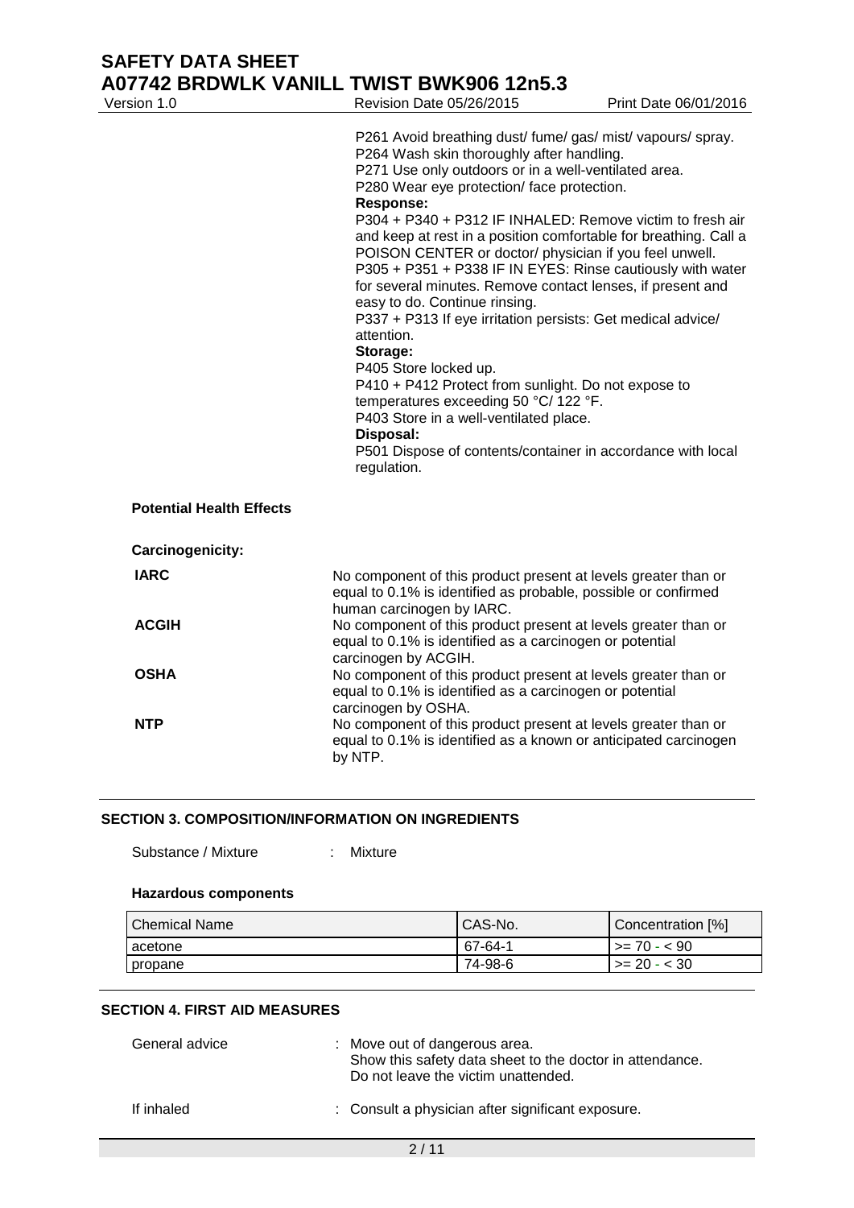P261 Avoid breathing dust/ fume/ gas/ mist/ vapours/ spray.
P264 Wash skin thoroughly after handling.
P271 Use only outdoors or in a well-ventilated area.
P280 Wear eye protection/ face protection.

**Response:**

P304 + P340 + P312 IF INHALED: Remove victim to fresh air and keep at rest in a position comfortable for breathing. Call a POISON CENTER or doctor/ physician if you feel unwell.
P305 + P351 + P338 IF IN EYES: Rinse cautiously with water for several minutes. Remove contact lenses, if present and easy to do. Continue rinsing.
P337 + P313 If eye irritation persists: Get medical advice/ attention.

**Storage:**

P405 Store locked up.
P410 + P412 Protect from sunlight. Do not expose to temperatures exceeding 50 °C/ 122 °F.
P403 Store in a well-ventilated place.

**Disposal:**

P501 Dispose of contents/container in accordance with local regulation.

**Potential Health Effects**

**Carcinogenicity:**

**IARC** No component of this product present at levels greater than or equal to 0.1% is identified as probable, possible or confirmed human carcinogen by IARC.

**ACGIH** No component of this product present at levels greater than or equal to 0.1% is identified as a carcinogen or potential carcinogen by ACGIH.

**OSHA** No component of this product present at levels greater than or equal to 0.1% is identified as a carcinogen or potential carcinogen by OSHA.

**NTP** No component of this product present at levels greater than or equal to 0.1% is identified as a known or anticipated carcinogen by NTP.

## SECTION 3. COMPOSITION/INFORMATION ON INGREDIENTS

Substance / Mixture : Mixture

**Hazardous components**

| Chemical Name | CAS-No. | Concentration [%] |
|---|---|---|
| acetone | 67-64-1 | >= 70 - < 90 |
| propane | 74-98-6 | >= 20 - < 30 |

## SECTION 4. FIRST AID MEASURES

General advice : Move out of dangerous area.
Show this safety data sheet to the doctor in attendance.
Do not leave the victim unattended.

If inhaled : Consult a physician after significant exposure.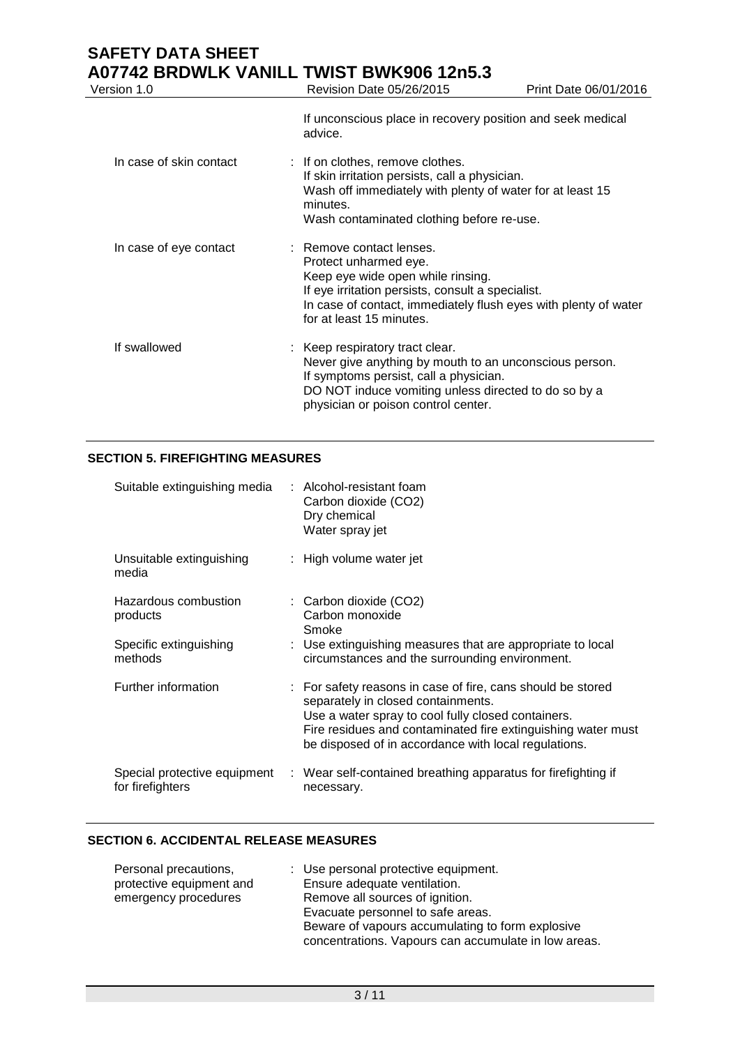If unconscious place in recovery position and seek medical advice.

| | |
|---|---|
| In case of skin contact | : If on clothes, remove clothes.<br>If skin irritation persists, call a physician.<br>Wash off immediately with plenty of water for at least 15 minutes.<br>Wash contaminated clothing before re-use. |
| In case of eye contact | : Remove contact lenses.<br>Protect unharmed eye.<br>Keep eye wide open while rinsing.<br>If eye irritation persists, consult a specialist.<br>In case of contact, immediately flush eyes with plenty of water for at least 15 minutes. |
| If swallowed | : Keep respiratory tract clear.<br>Never give anything by mouth to an unconscious person.<br>If symptoms persist, call a physician.<br>DO NOT induce vomiting unless directed to do so by a physician or poison control center. |

## SECTION 5. FIREFIGHTING MEASURES

| | |
|---|---|
| Suitable extinguishing media | : Alcohol-resistant foam<br>Carbon dioxide ($CO_2$)<br>Dry chemical<br>Water spray jet |
| Unsuitable extinguishing media | : High volume water jet |
| Hazardous combustion products | : Carbon dioxide ($CO_2$)<br>Carbon monoxide<br>Smoke |
| Specific extinguishing methods | : Use extinguishing measures that are appropriate to local circumstances and the surrounding environment. |
| Further information | : For safety reasons in case of fire, cans should be stored separately in closed containments.<br>Use a water spray to cool fully closed containers.<br>Fire residues and contaminated fire extinguishing water must be disposed of in accordance with local regulations. |
| Special protective equipment for firefighters | : Wear self-contained breathing apparatus for firefighting if necessary. |

## SECTION 6. ACCIDENTAL RELEASE MEASURES

| | |
|---|---|
| Personal precautions, protective equipment and emergency procedures | : Use personal protective equipment.<br>Ensure adequate ventilation.<br>Remove all sources of ignition.<br>Evacuate personnel to safe areas.<br>Beware of vapours accumulating to form explosive concentrations. Vapours can accumulate in low areas. |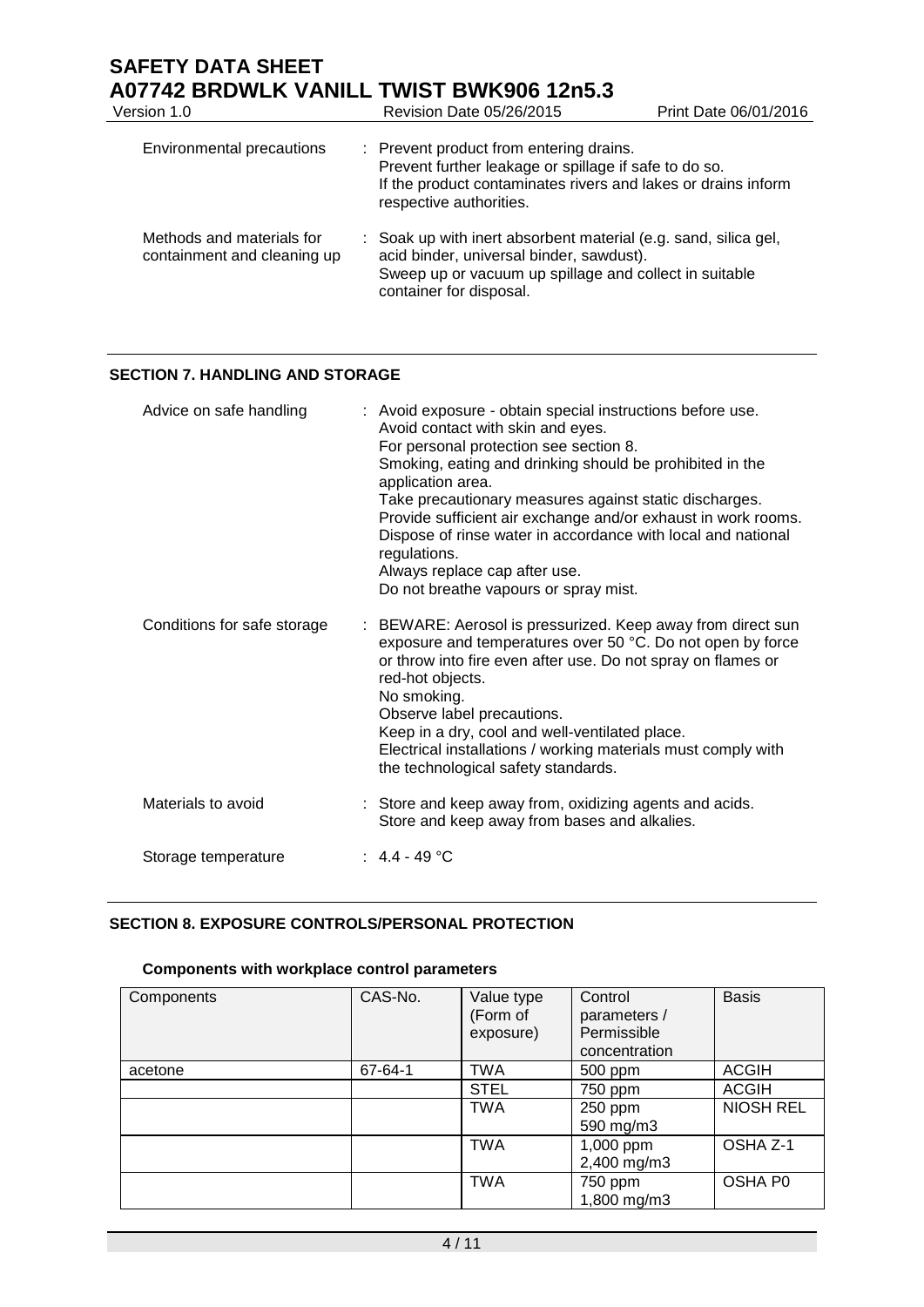| | |
|---|---|
| Environmental precautions | : Prevent product from entering drains.<br>Prevent further leakage or spillage if safe to do so.<br>If the product contaminates rivers and lakes or drains inform respective authorities. |
| Methods and materials for containment and cleaning up | : Soak up with inert absorbent material (e.g. sand, silica gel, acid binder, universal binder, sawdust).<br>Sweep up or vacuum up spillage and collect in suitable container for disposal. |

## SECTION 7. HANDLING AND STORAGE

| | |
|---|---|
| Advice on safe handling | : Avoid exposure - obtain special instructions before use.<br>Avoid contact with skin and eyes.<br>For personal protection see section 8.<br>Smoking, eating and drinking should be prohibited in the application area.<br>Take precautionary measures against static discharges.<br>Provide sufficient air exchange and/or exhaust in work rooms.<br>Dispose of rinse water in accordance with local and national regulations.<br>Always replace cap after use.<br>Do not breathe vapours or spray mist. |
| Conditions for safe storage | : BEWARE: Aerosol is pressurized. Keep away from direct sun exposure and temperatures over 50 °C. Do not open by force or throw into fire even after use. Do not spray on flames or red-hot objects.<br>No smoking.<br>Observe label precautions.<br>Keep in a dry, cool and well-ventilated place.<br>Electrical installations / working materials must comply with the technological safety standards. |
| Materials to avoid | : Store and keep away from, oxidizing agents and acids.<br>Store and keep away from bases and alkalies. |
| Storage temperature | : 4.4 - 49 °C |

## SECTION 8. EXPOSURE CONTROLS/PERSONAL PROTECTION

### Components with workplace control parameters

| Components | CAS-No. | Value type (Form of exposure) | Control parameters / Permissible concentration | Basis |
|---|---|---|---|---|
| acetone | 67-64-1 | TWA | 500 ppm | ACGIH |
| | | STEL | 750 ppm | ACGIH |
| | | TWA | 250 ppm<br>590 mg/m3 | NIOSH REL |
| | | TWA | 1,000 ppm<br>2,400 mg/m3 | OSHA Z-1 |
| | | TWA | 750 ppm<br>1,800 mg/m3 | OSHA P0 |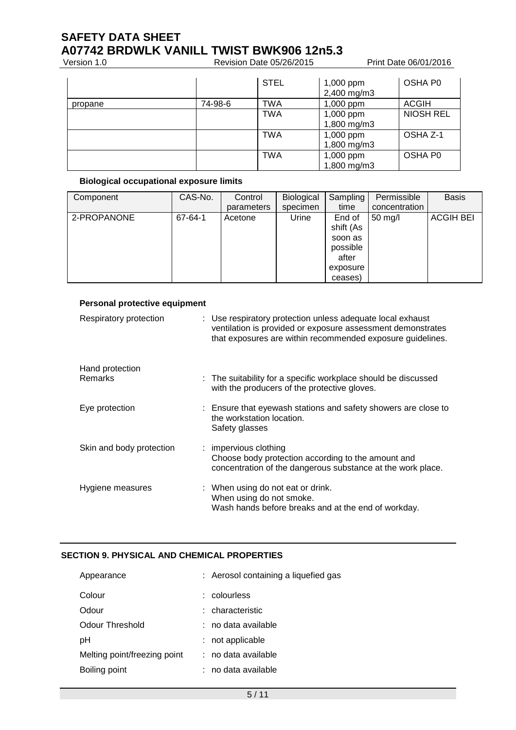| | | STEL | 1,000 ppm<br>2,400 mg/m3 | OSHA P0 |
|---|---|---|---|---|
| propane | 74-98-6 | TWA | 1,000 ppm | ACGIH |
| | | TWA | 1,000 ppm<br>1,800 mg/m3 | NIOSH REL |
| | | TWA | 1,000 ppm<br>1,800 mg/m3 | OSHA Z-1 |
| | | TWA | 1,000 ppm<br>1,800 mg/m3 | OSHA P0 |

**Biological occupational exposure limits**

| Component | CAS-No. | Control parameters | Biological specimen | Sampling time | Permissible concentration | Basis |
|---|---|---|---|---|---|---|
| 2-PROPANONE | 67-64-1 | Acetone | Urine | End of shift (As soon as possible after exposure ceases) | 50 mg/l | ACGIH BEI |

**Personal protective equipment**

Respiratory protection : Use respiratory protection unless adequate local exhaust ventilation is provided or exposure assessment demonstrates that exposures are within recommended exposure guidelines.

Hand protection

Remarks : The suitability for a specific workplace should be discussed with the producers of the protective gloves.

Eye protection : Ensure that eyewash stations and safety showers are close to the workstation location.
Safety glasses

Skin and body protection : impervious clothing
Choose body protection according to the amount and concentration of the dangerous substance at the work place.

Hygiene measures : When using do not eat or drink.
When using do not smoke.
Wash hands before breaks and at the end of workday.

## SECTION 9. PHYSICAL AND CHEMICAL PROPERTIES

Appearance : Aerosol containing a liquefied gas

Colour : colourless

Odour : characteristic

Odour Threshold : no data available

pH : not applicable

Melting point/freezing point : no data available

Boiling point : no data available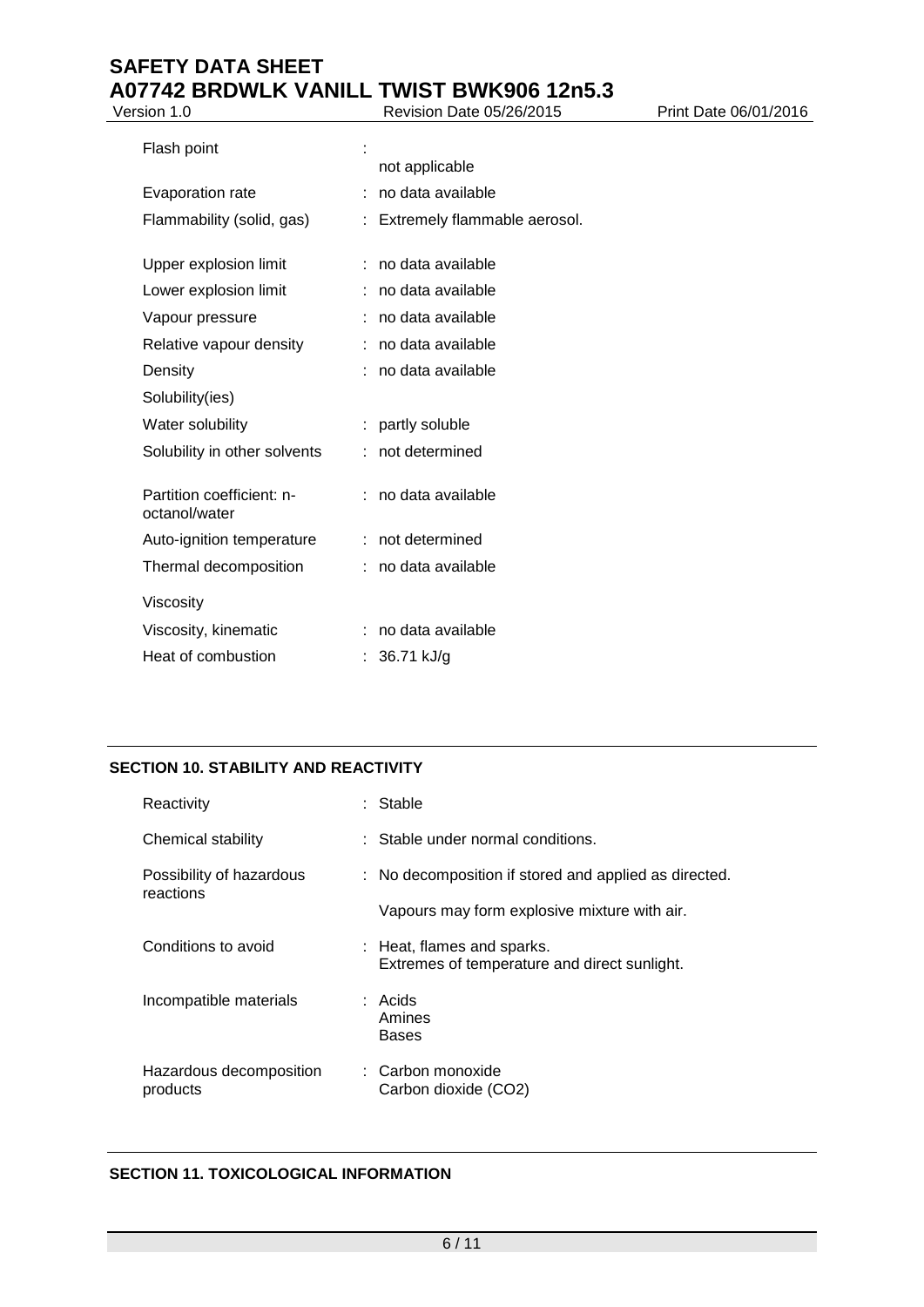| | | |
|---|---|---|
| Flash point | : | not applicable |
| Evaporation rate | : | no data available |
| Flammability (solid, gas) | : | Extremely flammable aerosol. |
| Upper explosion limit | : | no data available |
| Lower explosion limit | : | no data available |
| Vapour pressure | : | no data available |
| Relative vapour density | : | no data available |
| Density | : | no data available |
| Solubility(ies) | | |
| Water solubility | : | partly soluble |
| Solubility in other solvents | : | not determined |
| Partition coefficient: n-octanol/water | : | no data available |
| Auto-ignition temperature | : | not determined |
| Thermal decomposition | : | no data available |
| Viscosity | | |
| Viscosity, kinematic | : | no data available |
| Heat of combustion | : | 36.71 kJ/g |

## SECTION 10. STABILITY AND REACTIVITY

| | | |
|---|---|---|
| Reactivity | : | Stable |
| Chemical stability | : | Stable under normal conditions. |
| Possibility of hazardous reactions | : | No decomposition if stored and applied as directed.<br>Vapours may form explosive mixture with air. |
| Conditions to avoid | : | Heat, flames and sparks.<br>Extremes of temperature and direct sunlight. |
| Incompatible materials | : | Acids<br>Amines<br>Bases |
| Hazardous decomposition products | : | Carbon monoxide<br>Carbon dioxide ($CO_2$) |

## SECTION 11. TOXICOLOGICAL INFORMATION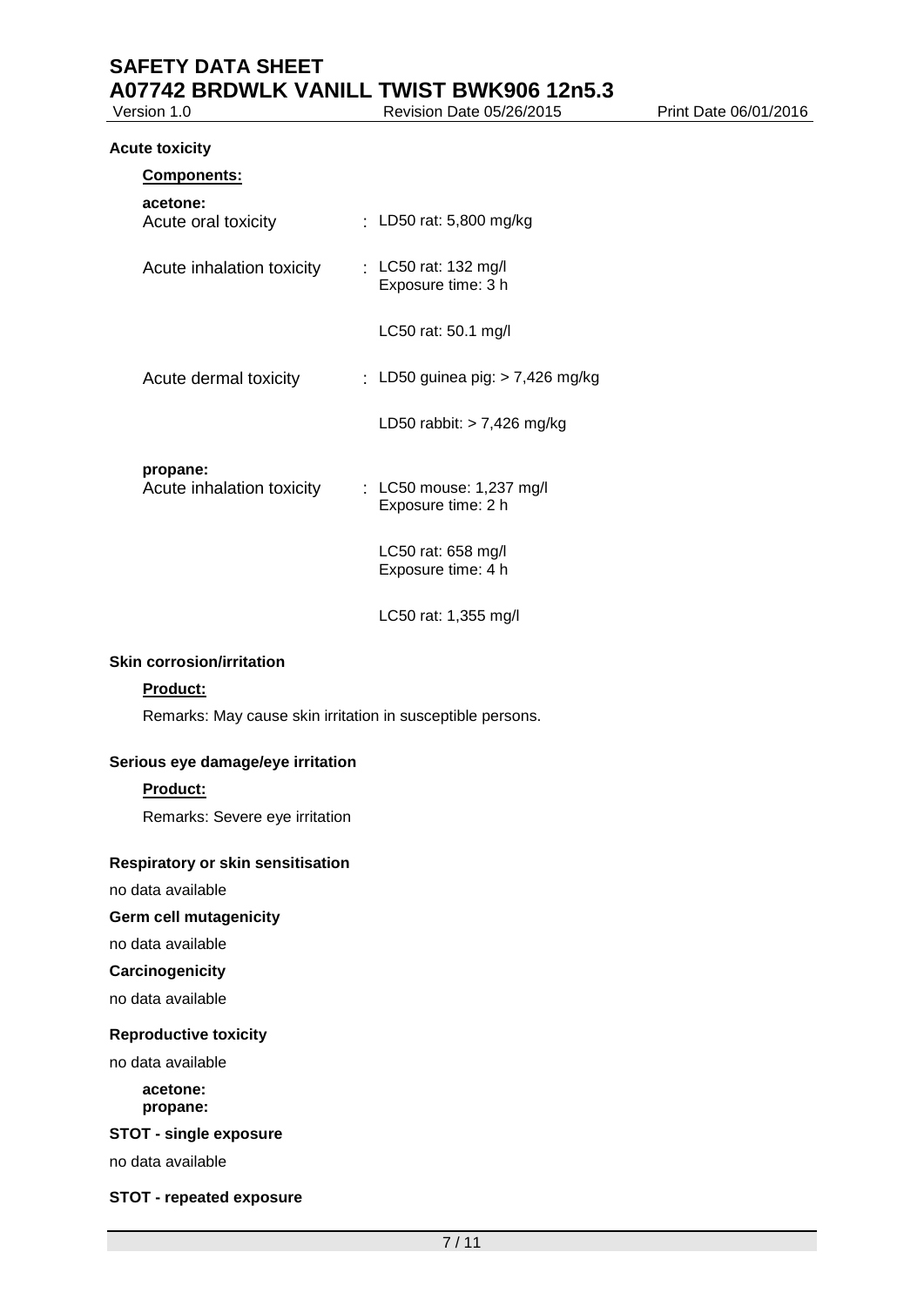**Acute toxicity**

**Components:**

**acetone:**

| | |
|---|---|
| Acute oral toxicity | : LD50 rat: 5,800 mg/kg |
| Acute inhalation toxicity | : LC50 rat: 132 mg/l<br>Exposure time: 3 h |
| | LC50 rat: 50.1 mg/l |
| Acute dermal toxicity | : LD50 guinea pig: > 7,426 mg/kg |
| | LD50 rabbit: > 7,426 mg/kg |

**propane:**

| | |
|---|---|
| Acute inhalation toxicity | : LC50 mouse: 1,237 mg/l<br>Exposure time: 2 h |
| | LC50 rat: 658 mg/l<br>Exposure time: 4 h |
| | LC50 rat: 1,355 mg/l |

**Skin corrosion/irritation**

**Product:**

Remarks: May cause skin irritation in susceptible persons.

**Serious eye damage/eye irritation**

**Product:**

Remarks: Severe eye irritation

**Respiratory or skin sensitisation**

no data available

**Germ cell mutagenicity**

no data available

**Carcinogenicity**

no data available

**Reproductive toxicity**

no data available

**acetone:**
**propane:**

**STOT - single exposure**

no data available

**STOT - repeated exposure**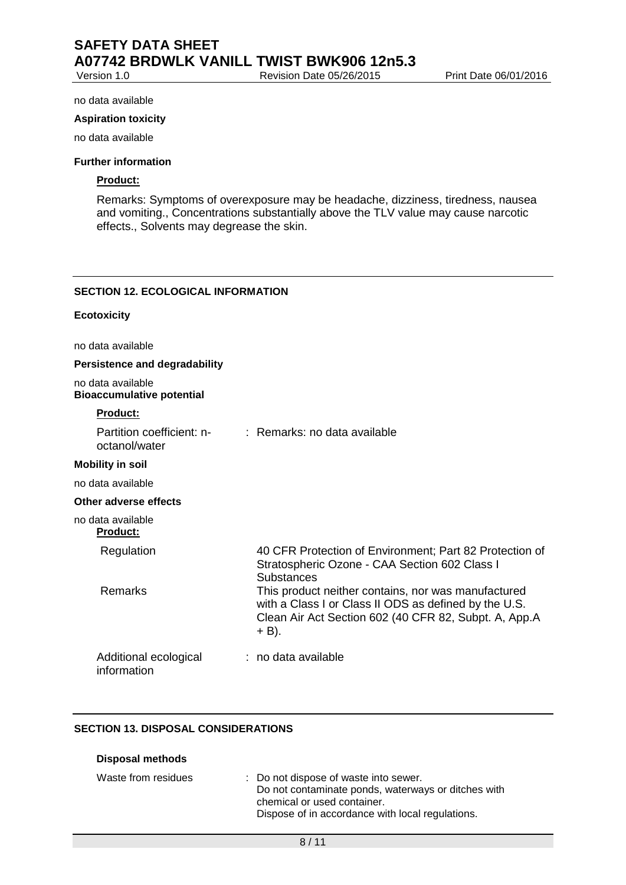no data available

**Aspiration toxicity**

no data available

**Further information**

**Product:**

Remarks: Symptoms of overexposure may be headache, dizziness, tiredness, nausea and vomiting., Concentrations substantially above the TLV value may cause narcotic effects., Solvents may degrease the skin.

## SECTION 12. ECOLOGICAL INFORMATION

**Ecotoxicity**

no data available

**Persistence and degradability**

no data available

**Bioaccumulative potential**

**Product:**

Partition coefficient: n-octanol/water : Remarks: no data available

**Mobility in soil**

no data available

**Other adverse effects**

no data available

**Product:**

| | |
|---|---|
| Regulation | 40 CFR Protection of Environment; Part 82 Protection of Stratospheric Ozone - CAA Section 602 Class I Substances |
| Remarks | This product neither contains, nor was manufactured with a Class I or Class II ODS as defined by the U.S. Clean Air Act Section 602 (40 CFR 82, Subpt. A, App.A + B). |
| Additional ecological information | : no data available |

## SECTION 13. DISPOSAL CONSIDERATIONS

**Disposal methods**

Waste from residues : Do not dispose of waste into sewer.
Do not contaminate ponds, waterways or ditches with chemical or used container.
Dispose of in accordance with local regulations.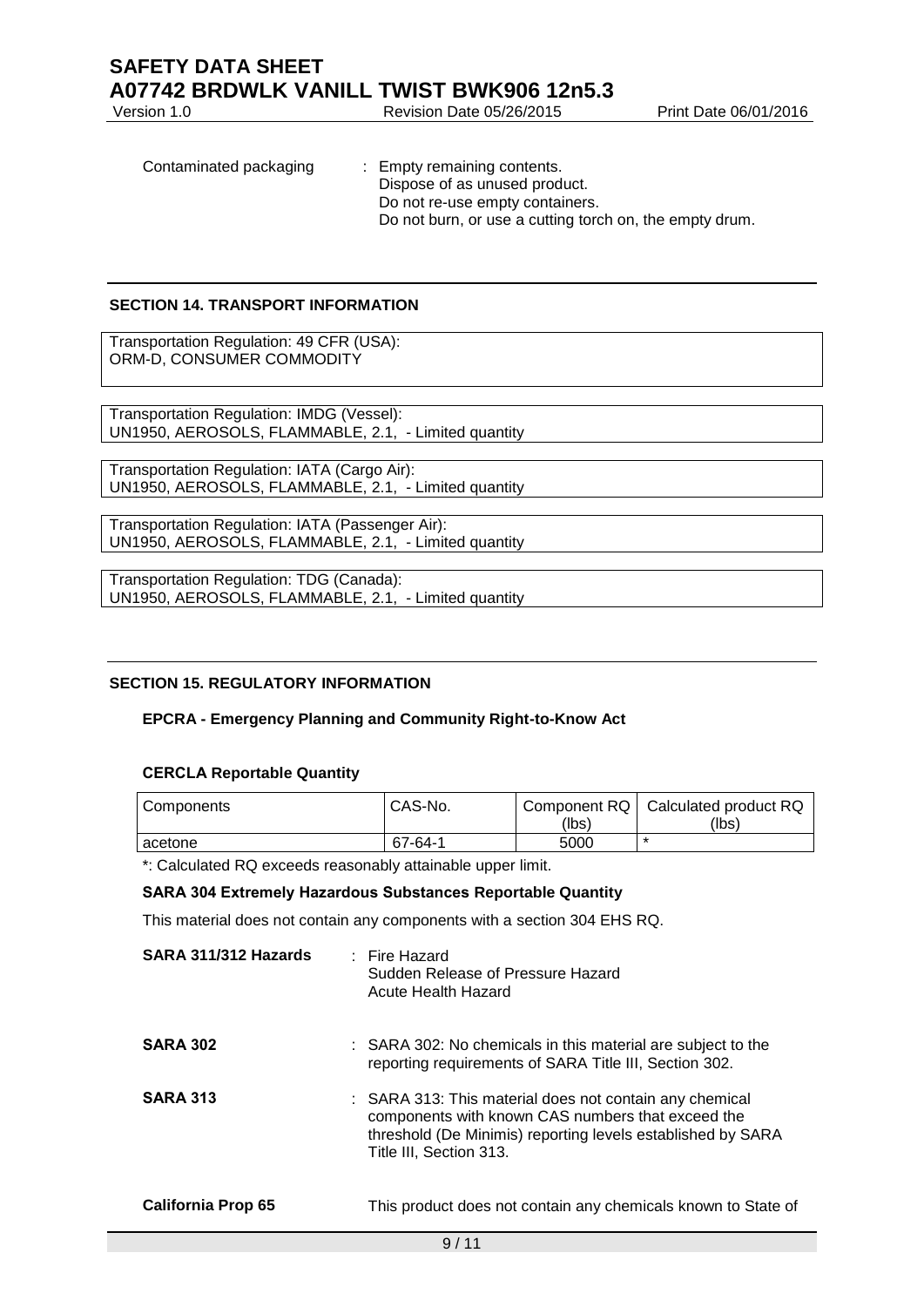Contaminated packaging : Empty remaining contents.
Dispose of as unused product.
Do not re-use empty containers.
Do not burn, or use a cutting torch on, the empty drum.

## SECTION 14. TRANSPORT INFORMATION

Transportation Regulation: 49 CFR (USA):
ORM-D, CONSUMER COMMODITY

Transportation Regulation: IMDG (Vessel):
UN1950, AEROSOLS, FLAMMABLE, 2.1, - Limited quantity

Transportation Regulation: IATA (Cargo Air):
UN1950, AEROSOLS, FLAMMABLE, 2.1, - Limited quantity

Transportation Regulation: IATA (Passenger Air):
UN1950, AEROSOLS, FLAMMABLE, 2.1, - Limited quantity

Transportation Regulation: TDG (Canada):
UN1950, AEROSOLS, FLAMMABLE, 2.1, - Limited quantity

## SECTION 15. REGULATORY INFORMATION

### EPCRA - Emergency Planning and Community Right-to-Know Act

#### CERCLA Reportable Quantity

| Components | CAS-No. | Component RQ (lbs) | Calculated product RQ (lbs) |
|---|---|---|---|
| acetone | 67-64-1 | 5000 | * |

*: Calculated RQ exceeds reasonably attainable upper limit.

**SARA 304 Extremely Hazardous Substances Reportable Quantity**

This material does not contain any components with a section 304 EHS RQ.

**SARA 311/312 Hazards** : Fire Hazard
Sudden Release of Pressure Hazard
Acute Health Hazard

**SARA 302** : SARA 302: No chemicals in this material are subject to the reporting requirements of SARA Title III, Section 302.

**SARA 313** : SARA 313: This material does not contain any chemical components with known CAS numbers that exceed the threshold (De Minimis) reporting levels established by SARA Title III, Section 313.

**California Prop 65** This product does not contain any chemicals known to State of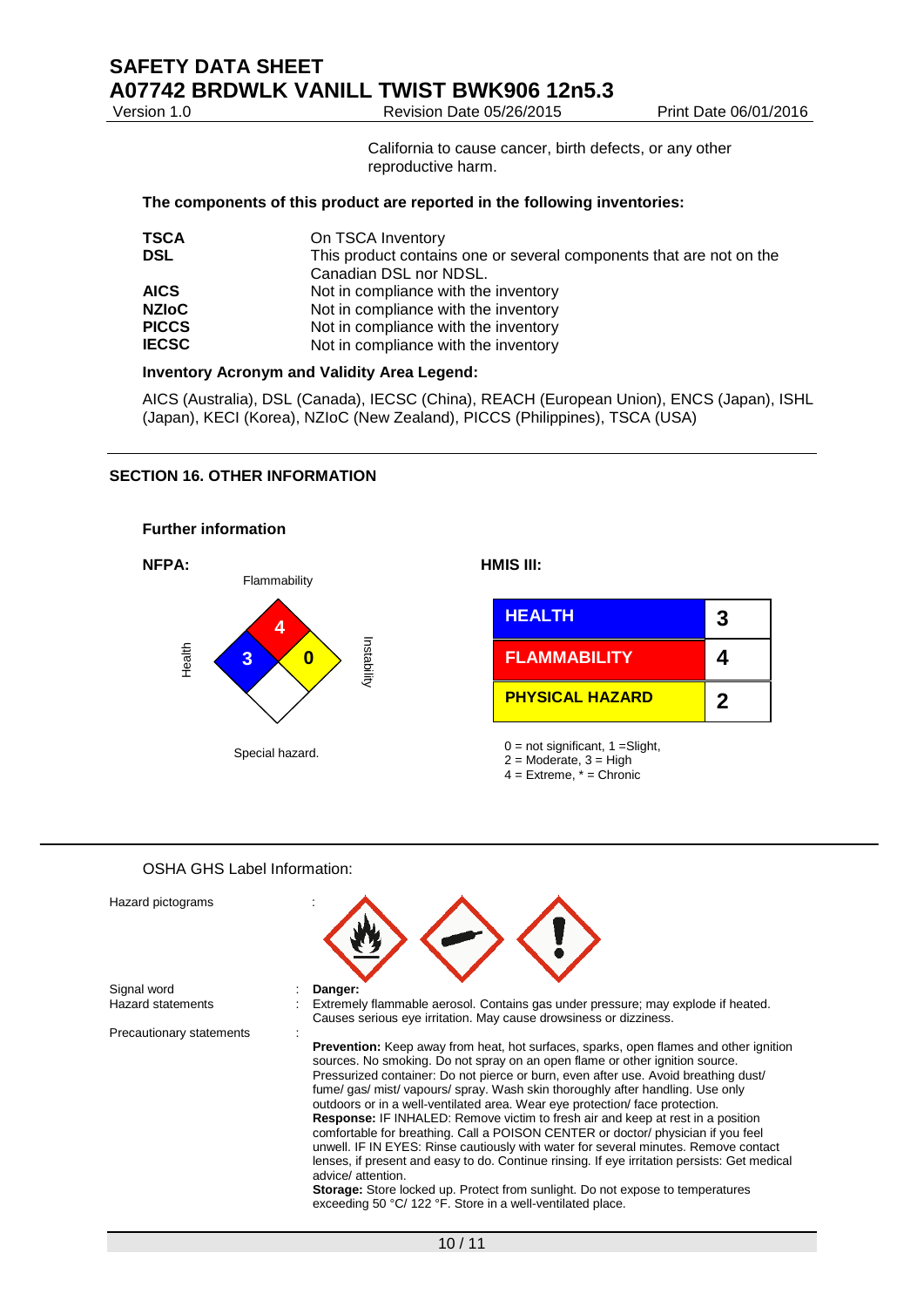California to cause cancer, birth defects, or any other reproductive harm.

**The components of this product are reported in the following inventories:**

| | |
|---|---|
| **TSCA** | On TSCA Inventory |
| **DSL** | This product contains one or several components that are not on the Canadian DSL nor NDSL. |
| **AICS** | Not in compliance with the inventory |
| **NZIoC** | Not in compliance with the inventory |
| **PICCS** | Not in compliance with the inventory |
| **IECSC** | Not in compliance with the inventory |

**Inventory Acronym and Validity Area Legend:**

AICS (Australia), DSL (Canada), IECSC (China), REACH (European Union), ENCS (Japan), ISHL (Japan), KECI (Korea), NZIoC (New Zealand), PICCS (Philippines), TSCA (USA)

## SECTION 16. OTHER INFORMATION

### Further information

**NFPA:**

Flammability: 4
Health: 3
Instability: 0
Special hazard.

**HMIS III:**

| | |
|---|---|
| **HEALTH** | **3** |
| **FLAMMABILITY** | **4** |
| **PHYSICAL HAZARD** | **2** |

0 = not significant, 1 =Slight,
2 = Moderate, 3 = High
4 = Extreme, * = Chronic

OSHA GHS Label Information:

Hazard pictograms :

Signal word : **Danger:**

Hazard statements : Extremely flammable aerosol. Contains gas under pressure; may explode if heated. Causes serious eye irritation. May cause drowsiness or dizziness.

Precautionary statements :

**Prevention:** Keep away from heat, hot surfaces, sparks, open flames and other ignition sources. No smoking. Do not spray on an open flame or other ignition source. Pressurized container: Do not pierce or burn, even after use. Avoid breathing dust/ fume/ gas/ mist/ vapours/ spray. Wash skin thoroughly after handling. Use only outdoors or in a well-ventilated area. Wear eye protection/ face protection.
**Response:** IF INHALED: Remove victim to fresh air and keep at rest in a position comfortable for breathing. Call a POISON CENTER or doctor/ physician if you feel unwell. IF IN EYES: Rinse cautiously with water for several minutes. Remove contact lenses, if present and easy to do. Continue rinsing. If eye irritation persists: Get medical advice/ attention.
**Storage:** Store locked up. Protect from sunlight. Do not expose to temperatures exceeding 50 °C/ 122 °F. Store in a well-ventilated place.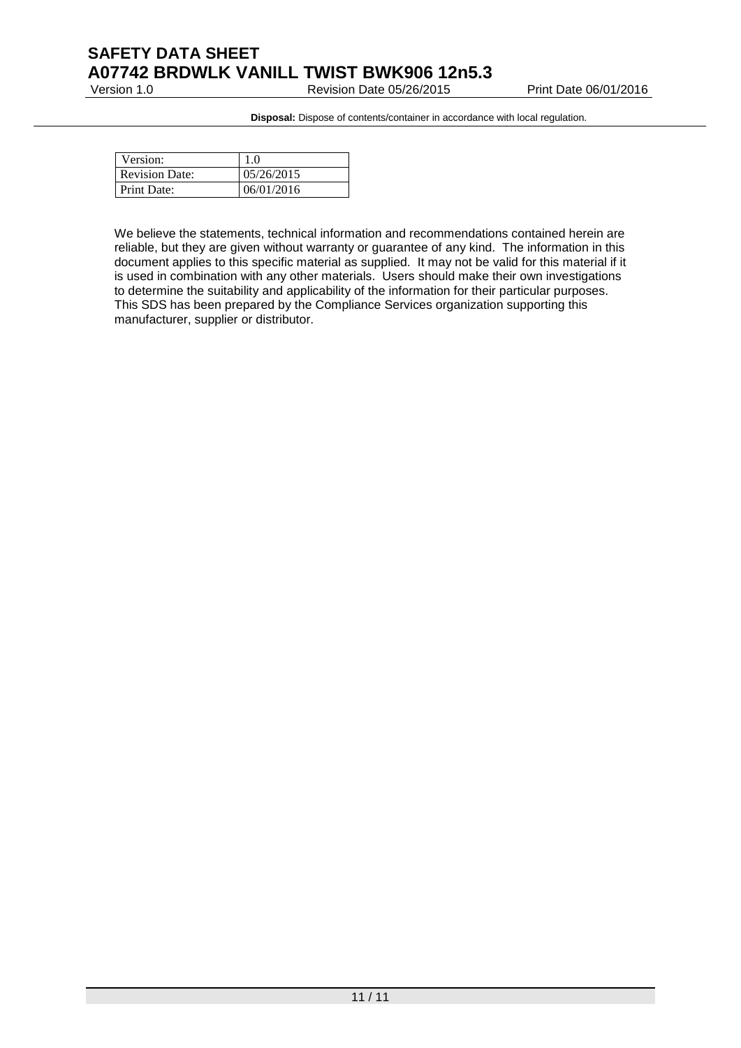**Disposal:** Dispose of contents/container in accordance with local regulation.

| | |
|---|---|
| Version: | 1.0 |
| Revision Date: | 05/26/2015 |
| Print Date: | 06/01/2016 |

We believe the statements, technical information and recommendations contained herein are reliable, but they are given without warranty or guarantee of any kind. The information in this document applies to this specific material as supplied. It may not be valid for this material if it is used in combination with any other materials. Users should make their own investigations to determine the suitability and applicability of the information for their particular purposes. This SDS has been prepared by the Compliance Services organization supporting this manufacturer, supplier or distributor.